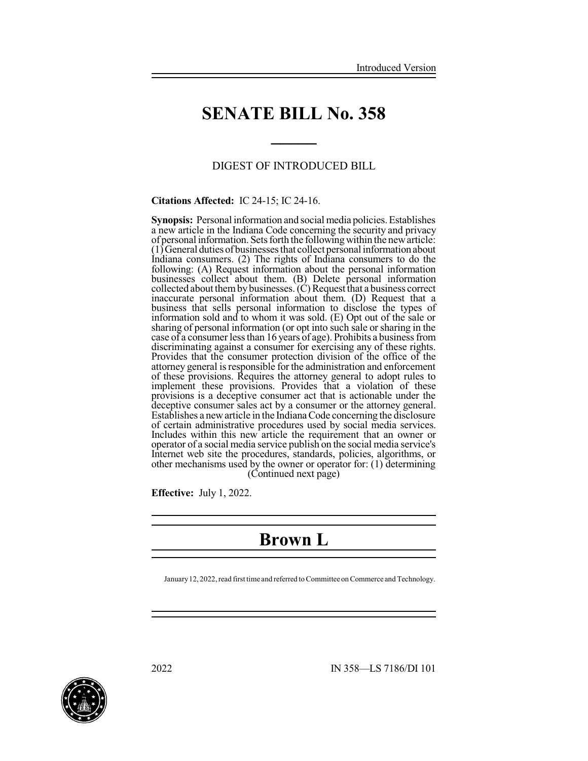Introduced Version

# SENATE BILL No. 358

DIGEST OF INTRODUCED BILL

**Citations Affected:** IC 24-15; IC 24-16.

**Synopsis:** Personal information and social media policies. Establishes a new article in the Indiana Code concerning the security and privacy of personal information. Sets forth the following within the new article: (1) General duties of businesses that collect personal information about Indiana consumers. (2) The rights of Indiana consumers to do the following: (A) Request information about the personal information businesses collect about them. (B) Delete personal information collected about them by businesses. (C) Request that a business correct inaccurate personal information about them. (D) Request that a business that sells personal information to disclose the types of information sold and to whom it was sold. (E) Opt out of the sale or sharing of personal information (or opt into such sale or sharing in the case of a consumer less than 16 years of age). Prohibits a business from discriminating against a consumer for exercising any of these rights. Provides that the consumer protection division of the office of the attorney general is responsible for the administration and enforcement of these provisions. Requires the attorney general to adopt rules to implement these provisions. Provides that a violation of these provisions is a deceptive consumer act that is actionable under the deceptive consumer sales act by a consumer or the attorney general. Establishes a new article in the Indiana Code concerning the disclosure of certain administrative procedures used by social media services. Includes within this new article the requirement that an owner or operator of a social media service publish on the social media service's Internet web site the procedures, standards, policies, algorithms, or other mechanisms used by the owner or operator for: (1) determining (Continued next page)

**Effective:** July 1, 2022.

# Brown L

January 12, 2022, read first time and referred to Committee on Commerce and Technology.

2022 IN 358—LS 7186/DI 101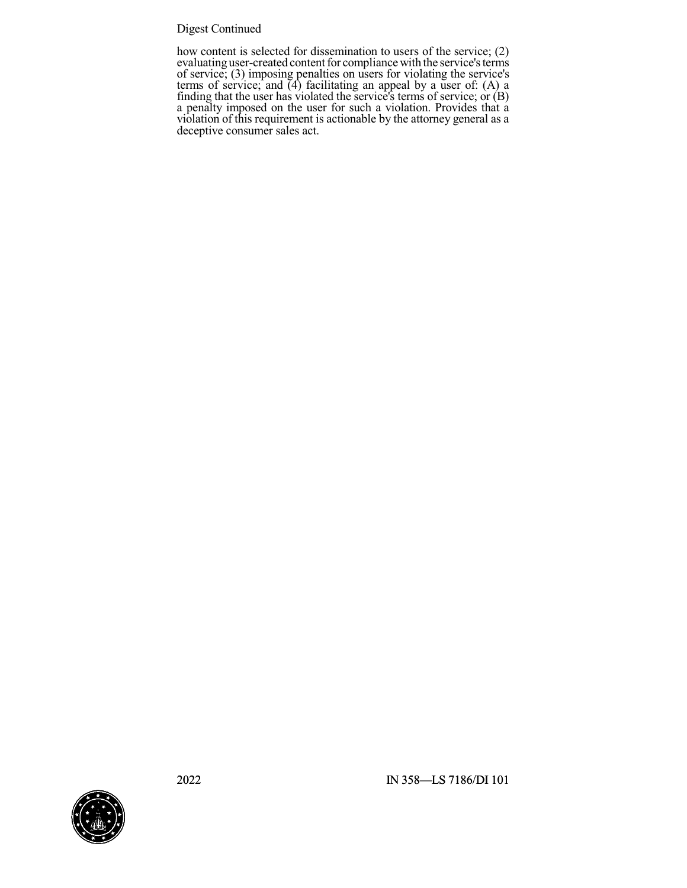Digest Continued

how content is selected for dissemination to users of the service; (2) evaluating user-created content for compliance with the service's terms of service; (3) imposing penalties on users for violating the service's terms of service; and (4) facilitating an appeal by a user of: (A) a finding that the user has violated the service's terms of service; or (B) a penalty imposed on the user for such a violation. Provides that a violation of this requirement is actionable by the attorney general as a deceptive consumer sales act.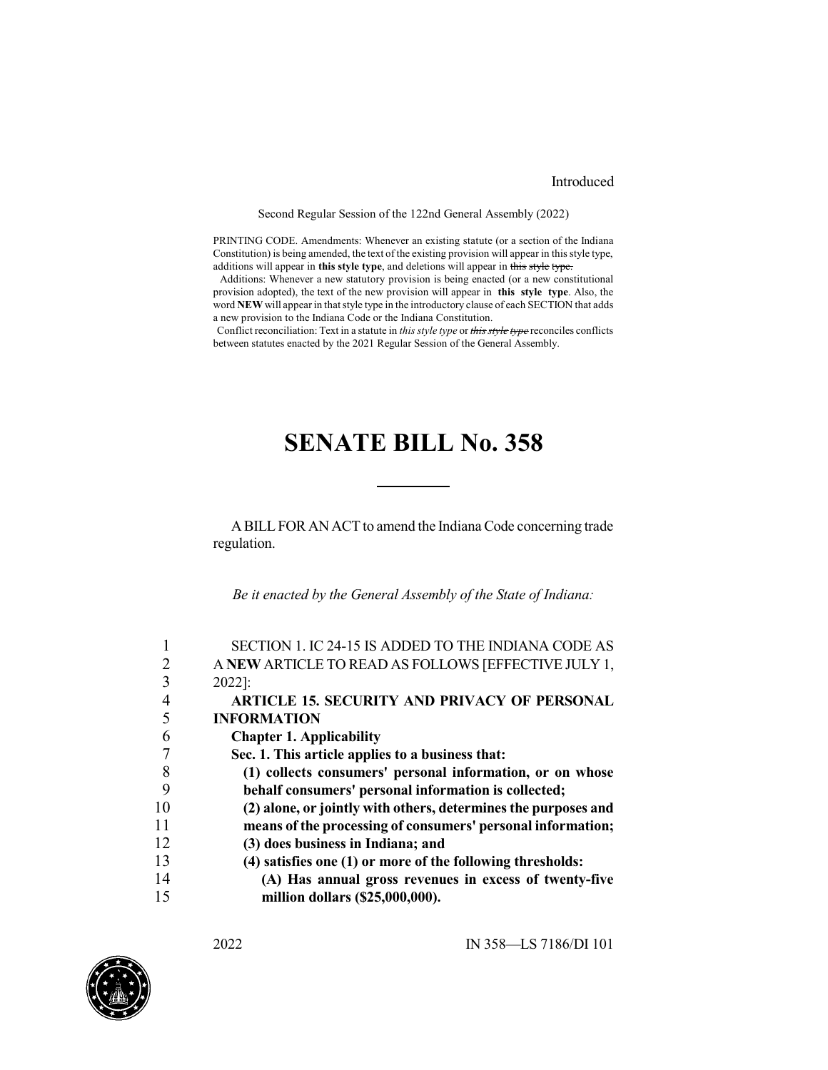Introduced

Second Regular Session of the 122nd General Assembly (2022)

PRINTING CODE. Amendments: Whenever an existing statute (or a section of the Indiana Constitution) is being amended, the text of the existing provision will appear in this style type, additions will appear in **this style type**, and deletions will appear in ~~this style type.~~

Additions: Whenever a new statutory provision is being enacted (or a new constitutional provision adopted), the text of the new provision will appear in **this style type**. Also, the word **NEW** will appear in that style type in the introductory clause of each SECTION that adds a new provision to the Indiana Code or the Indiana Constitution.

Conflict reconciliation: Text in a statute in *this style type* or ~~*this style type*~~ reconciles conflicts between statutes enacted by the 2021 Regular Session of the General Assembly.

# SENATE BILL No. 358

A BILL FOR AN ACT to amend the Indiana Code concerning trade regulation.

*Be it enacted by the General Assembly of the State of Indiana:*

1 SECTION 1. IC 24-15 IS ADDED TO THE INDIANA CODE AS
2 A **NEW** ARTICLE TO READ AS FOLLOWS [EFFECTIVE JULY 1,
3 2022]:
4 **ARTICLE 15. SECURITY AND PRIVACY OF PERSONAL**
5 **INFORMATION**
6 **Chapter 1. Applicability**
7 **Sec. 1. This article applies to a business that:**
8 **(1) collects consumers' personal information, or on whose**
9 **behalf consumers' personal information is collected;**
10 **(2) alone, or jointly with others, determines the purposes and**
11 **means of the processing of consumers' personal information;**
12 **(3) does business in Indiana; and**
13 **(4) satisfies one (1) or more of the following thresholds:**
14 **(A) Has annual gross revenues in excess of twenty-five**
15 **million dollars ($25,000,000).**

2022 IN 358—LS 7186/DI 101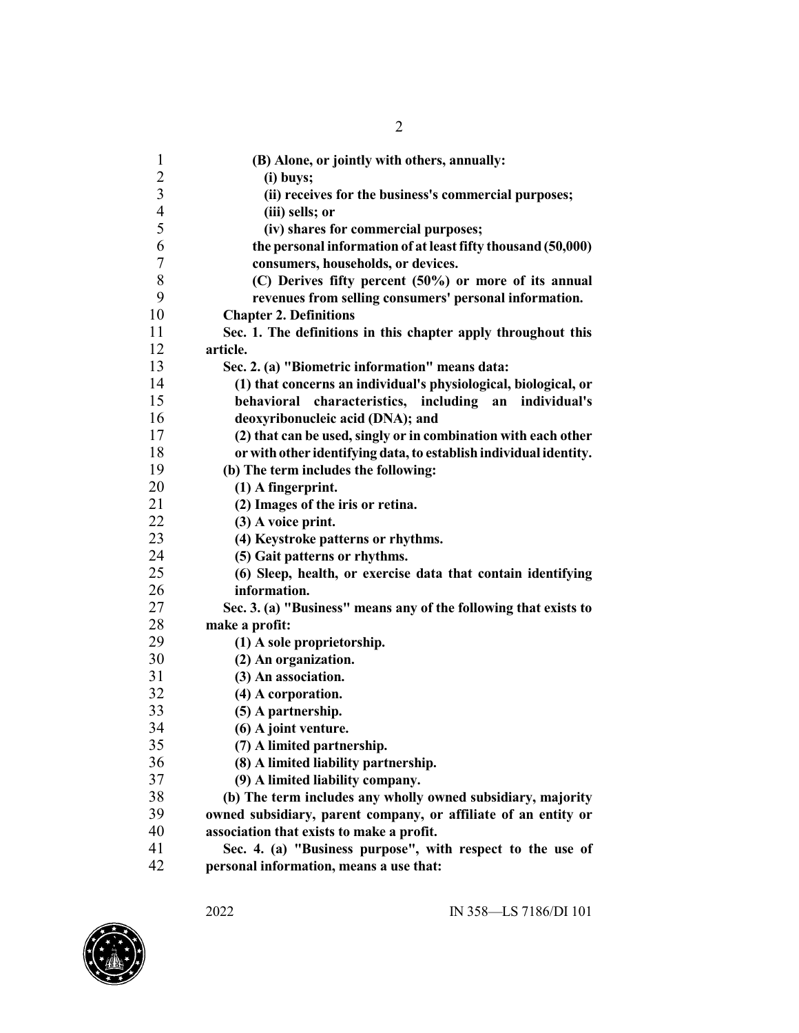**(B) Alone, or jointly with others, annually:**

**(i) buys;**

**(ii) receives for the business's commercial purposes;**

**(iii) sells; or**

**(iv) shares for commercial purposes;**

**the personal information of at least fifty thousand (50,000) consumers, households, or devices.**

**(C) Derives fifty percent (50%) or more of its annual revenues from selling consumers' personal information.**

**Chapter 2. Definitions**

**Sec. 1. The definitions in this chapter apply throughout this article.**

**Sec. 2. (a) "Biometric information" means data:**

**(1) that concerns an individual's physiological, biological, or behavioral characteristics, including an individual's deoxyribonucleic acid (DNA); and**

**(2) that can be used, singly or in combination with each other or with other identifying data, to establish individual identity.**

**(b) The term includes the following:**

**(1) A fingerprint.**

**(2) Images of the iris or retina.**

**(3) A voice print.**

**(4) Keystroke patterns or rhythms.**

**(5) Gait patterns or rhythms.**

**(6) Sleep, health, or exercise data that contain identifying information.**

**Sec. 3. (a) "Business" means any of the following that exists to make a profit:**

**(1) A sole proprietorship.**

**(2) An organization.**

**(3) An association.**

**(4) A corporation.**

**(5) A partnership.**

**(6) A joint venture.**

**(7) A limited partnership.**

**(8) A limited liability partnership.**

**(9) A limited liability company.**

**(b) The term includes any wholly owned subsidiary, majority owned subsidiary, parent company, or affiliate of an entity or association that exists to make a profit.**

**Sec. 4. (a) "Business purpose", with respect to the use of personal information, means a use that:**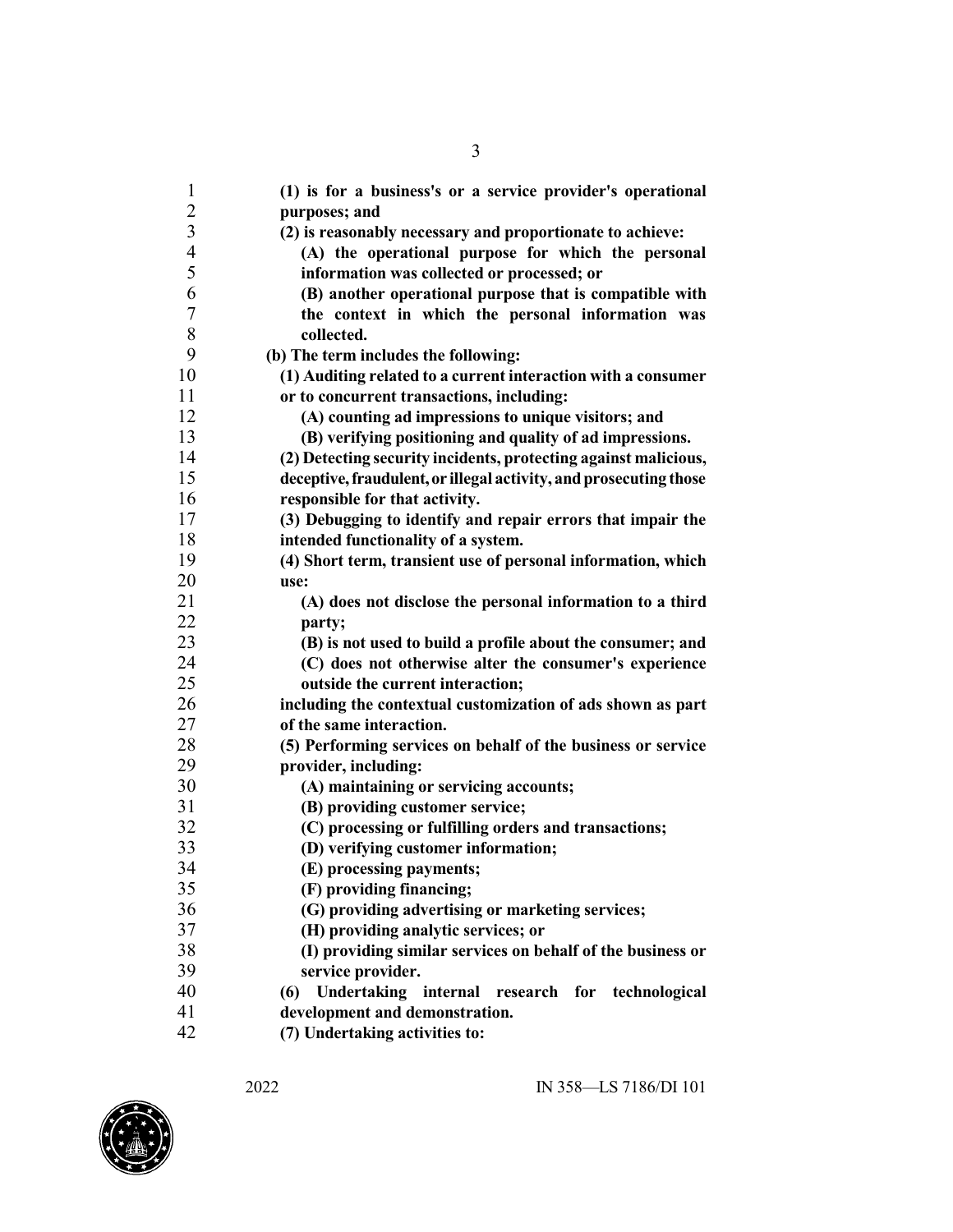**(1) is for a business's or a service provider's operational purposes; and**

**(2) is reasonably necessary and proportionate to achieve:**

**(A) the operational purpose for which the personal information was collected or processed; or**

**(B) another operational purpose that is compatible with the context in which the personal information was collected.**

**(b) The term includes the following:**

**(1) Auditing related to a current interaction with a consumer or to concurrent transactions, including:**

**(A) counting ad impressions to unique visitors; and**

**(B) verifying positioning and quality of ad impressions.**

**(2) Detecting security incidents, protecting against malicious, deceptive, fraudulent, or illegal activity, and prosecuting those responsible for that activity.**

**(3) Debugging to identify and repair errors that impair the intended functionality of a system.**

**(4) Short term, transient use of personal information, which use:**

**(A) does not disclose the personal information to a third party;**

**(B) is not used to build a profile about the consumer; and**

**(C) does not otherwise alter the consumer's experience outside the current interaction;**

**including the contextual customization of ads shown as part of the same interaction.**

**(5) Performing services on behalf of the business or service provider, including:**

**(A) maintaining or servicing accounts;**

**(B) providing customer service;**

**(C) processing or fulfilling orders and transactions;**

**(D) verifying customer information;**

**(E) processing payments;**

**(F) providing financing;**

**(G) providing advertising or marketing services;**

**(H) providing analytic services; or**

**(I) providing similar services on behalf of the business or service provider.**

**(6) Undertaking internal research for technological development and demonstration.**

**(7) Undertaking activities to:**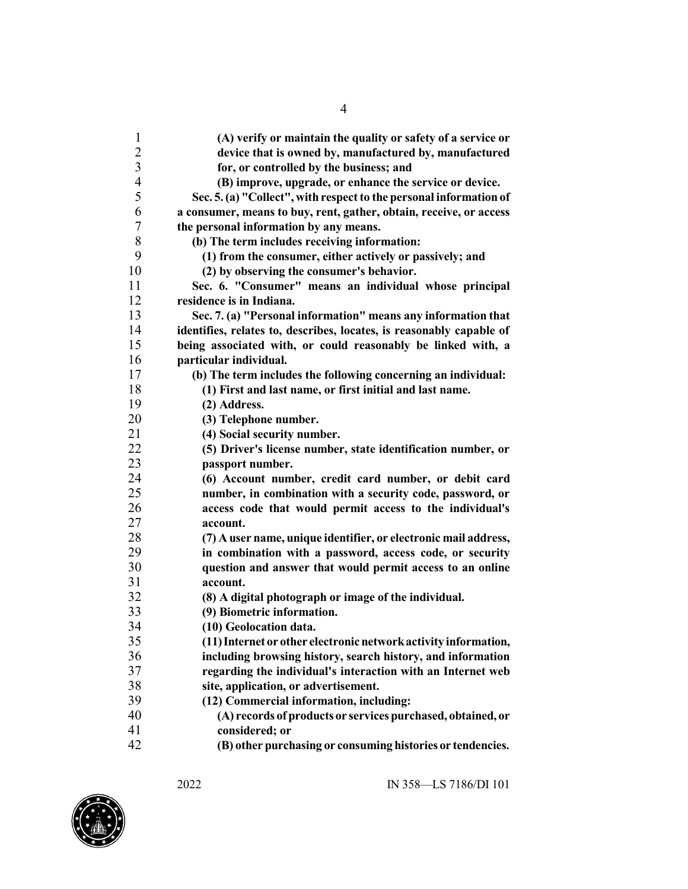**(A) verify or maintain the quality or safety of a service or device that is owned by, manufactured by, manufactured for, or controlled by the business; and**

**(B) improve, upgrade, or enhance the service or device.**

**Sec. 5. (a) "Collect", with respect to the personal information of a consumer, means to buy, rent, gather, obtain, receive, or access the personal information by any means.**

**(b) The term includes receiving information:**

**(1) from the consumer, either actively or passively; and**

**(2) by observing the consumer's behavior.**

**Sec. 6. "Consumer" means an individual whose principal residence is in Indiana.**

**Sec. 7. (a) "Personal information" means any information that identifies, relates to, describes, locates, is reasonably capable of being associated with, or could reasonably be linked with, a particular individual.**

**(b) The term includes the following concerning an individual:**

**(1) First and last name, or first initial and last name.**

**(2) Address.**

**(3) Telephone number.**

**(4) Social security number.**

**(5) Driver's license number, state identification number, or passport number.**

**(6) Account number, credit card number, or debit card number, in combination with a security code, password, or access code that would permit access to the individual's account.**

**(7) A user name, unique identifier, or electronic mail address, in combination with a password, access code, or security question and answer that would permit access to an online account.**

**(8) A digital photograph or image of the individual.**

**(9) Biometric information.**

**(10) Geolocation data.**

**(11) Internet or other electronic network activity information, including browsing history, search history, and information regarding the individual's interaction with an Internet web site, application, or advertisement.**

**(12) Commercial information, including:**

**(A) records of products or services purchased, obtained, or considered; or**

**(B) other purchasing or consuming histories or tendencies.**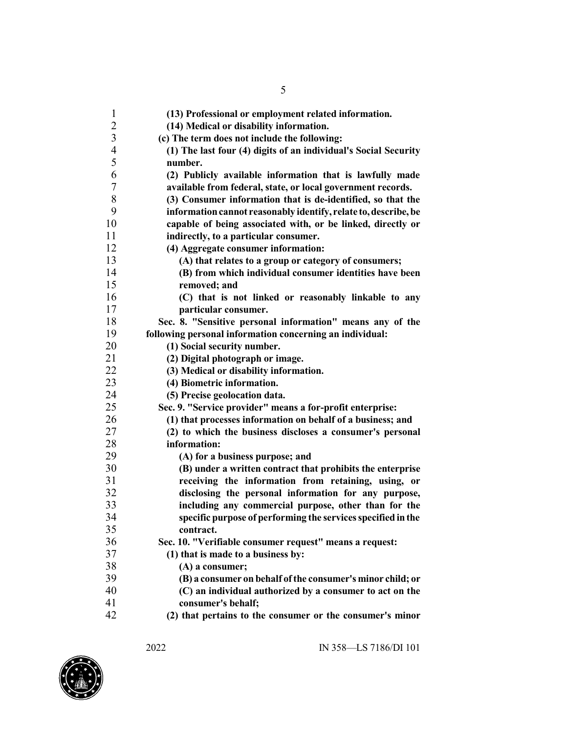**(13) Professional or employment related information.**

**(14) Medical or disability information.**

**(c) The term does not include the following:**

**(1) The last four (4) digits of an individual's Social Security number.**

**(2) Publicly available information that is lawfully made available from federal, state, or local government records.**

**(3) Consumer information that is de-identified, so that the information cannot reasonably identify, relate to, describe, be capable of being associated with, or be linked, directly or indirectly, to a particular consumer.**

**(4) Aggregate consumer information:**

**(A) that relates to a group or category of consumers;**

**(B) from which individual consumer identities have been removed; and**

**(C) that is not linked or reasonably linkable to any particular consumer.**

**Sec. 8. "Sensitive personal information" means any of the following personal information concerning an individual:**

**(1) Social security number.**

**(2) Digital photograph or image.**

**(3) Medical or disability information.**

**(4) Biometric information.**

**(5) Precise geolocation data.**

**Sec. 9. "Service provider" means a for-profit enterprise:**

**(1) that processes information on behalf of a business; and**

**(2) to which the business discloses a consumer's personal information:**

**(A) for a business purpose; and**

**(B) under a written contract that prohibits the enterprise receiving the information from retaining, using, or disclosing the personal information for any purpose, including any commercial purpose, other than for the specific purpose of performing the services specified in the contract.**

**Sec. 10. "Verifiable consumer request" means a request:**

**(1) that is made to a business by:**

**(A) a consumer;**

**(B) a consumer on behalf of the consumer's minor child; or**

**(C) an individual authorized by a consumer to act on the consumer's behalf;**

**(2) that pertains to the consumer or the consumer's minor**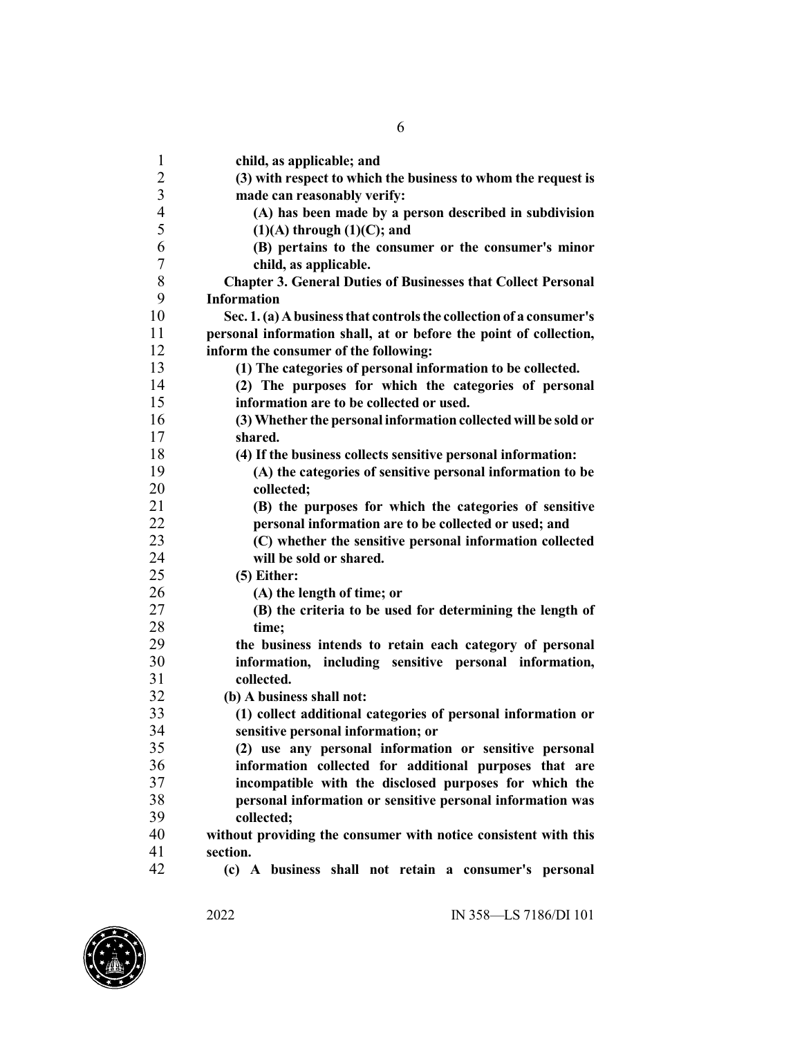**child, as applicable; and**

**(3) with respect to which the business to whom the request is made can reasonably verify:**

**(A) has been made by a person described in subdivision (1)(A) through (1)(C); and**

**(B) pertains to the consumer or the consumer's minor child, as applicable.**

**Chapter 3. General Duties of Businesses that Collect Personal Information**

**Sec. 1. (a) A business that controls the collection of a consumer's personal information shall, at or before the point of collection, inform the consumer of the following:**

**(1) The categories of personal information to be collected.**

**(2) The purposes for which the categories of personal information are to be collected or used.**

**(3) Whether the personal information collected will be sold or shared.**

**(4) If the business collects sensitive personal information:**

**(A) the categories of sensitive personal information to be collected;**

**(B) the purposes for which the categories of sensitive personal information are to be collected or used; and**

**(C) whether the sensitive personal information collected will be sold or shared.**

**(5) Either:**

**(A) the length of time; or**

**(B) the criteria to be used for determining the length of time;**

**the business intends to retain each category of personal information, including sensitive personal information, collected.**

**(b) A business shall not:**

**(1) collect additional categories of personal information or sensitive personal information; or**

**(2) use any personal information or sensitive personal information collected for additional purposes that are incompatible with the disclosed purposes for which the personal information or sensitive personal information was collected;**

**without providing the consumer with notice consistent with this section.**

**(c) A business shall not retain a consumer's personal**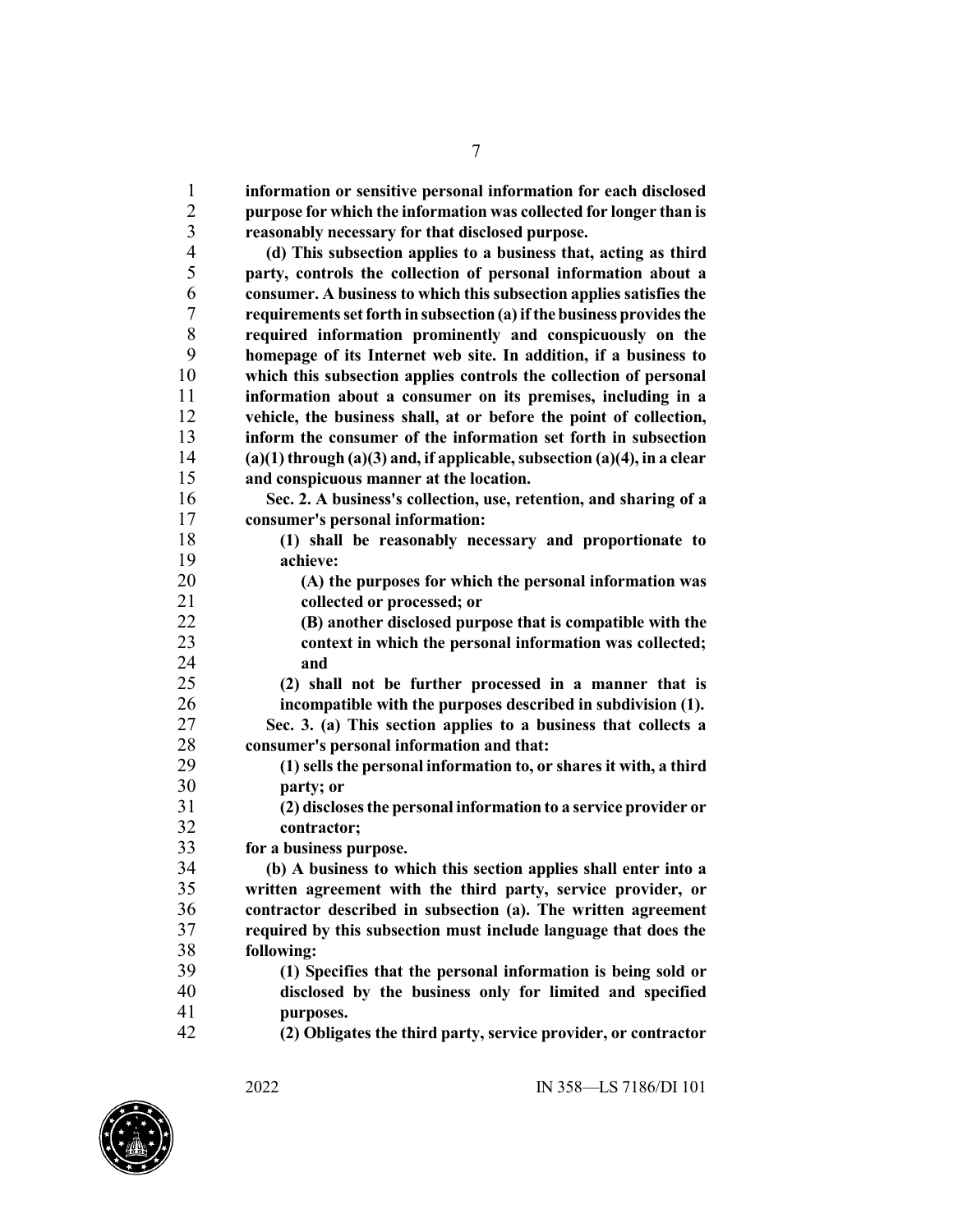**information or sensitive personal information for each disclosed purpose for which the information was collected for longer than is reasonably necessary for that disclosed purpose.**

**(d) This subsection applies to a business that, acting as third party, controls the collection of personal information about a consumer. A business to which this subsection applies satisfies the requirements set forth in subsection (a) if the business provides the required information prominently and conspicuously on the homepage of its Internet web site. In addition, if a business to which this subsection applies controls the collection of personal information about a consumer on its premises, including in a vehicle, the business shall, at or before the point of collection, inform the consumer of the information set forth in subsection (a)(1) through (a)(3) and, if applicable, subsection (a)(4), in a clear and conspicuous manner at the location.**

**Sec. 2. A business's collection, use, retention, and sharing of a consumer's personal information:**

**(1) shall be reasonably necessary and proportionate to achieve:**

**(A) the purposes for which the personal information was collected or processed; or**

**(B) another disclosed purpose that is compatible with the context in which the personal information was collected; and**

**(2) shall not be further processed in a manner that is incompatible with the purposes described in subdivision (1).**

**Sec. 3. (a) This section applies to a business that collects a consumer's personal information and that:**

**(1) sells the personal information to, or shares it with, a third party; or**

**(2) discloses the personal information to a service provider or contractor;**

**for a business purpose.**

**(b) A business to which this section applies shall enter into a written agreement with the third party, service provider, or contractor described in subsection (a). The written agreement required by this subsection must include language that does the following:**

**(1) Specifies that the personal information is being sold or disclosed by the business only for limited and specified purposes.**

**(2) Obligates the third party, service provider, or contractor**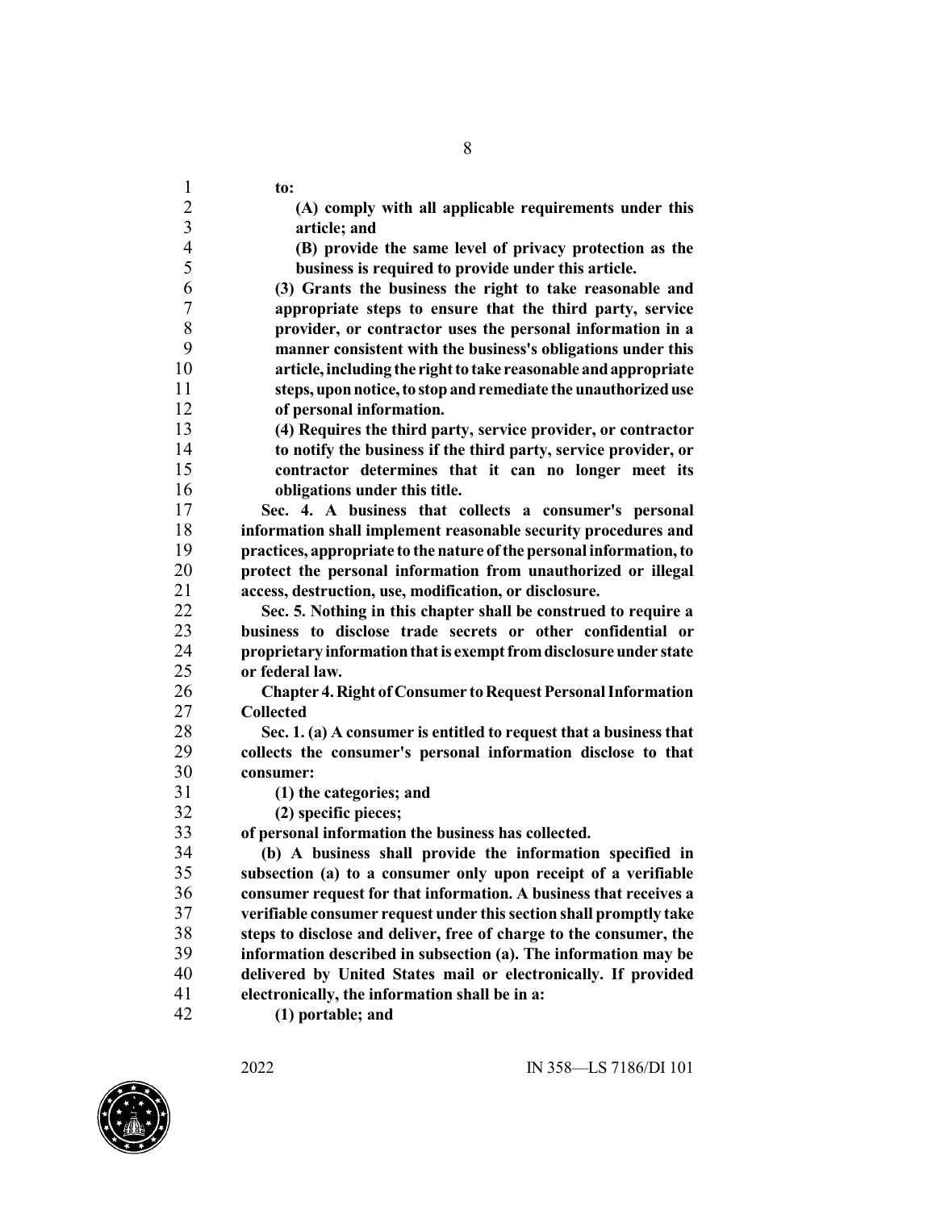**to:**

**(A) comply with all applicable requirements under this article; and**

**(B) provide the same level of privacy protection as the business is required to provide under this article.**

**(3) Grants the business the right to take reasonable and appropriate steps to ensure that the third party, service provider, or contractor uses the personal information in a manner consistent with the business's obligations under this article, including the right to take reasonable and appropriate steps, upon notice, to stop and remediate the unauthorized use of personal information.**

**(4) Requires the third party, service provider, or contractor to notify the business if the third party, service provider, or contractor determines that it can no longer meet its obligations under this title.**

**Sec. 4. A business that collects a consumer's personal information shall implement reasonable security procedures and practices, appropriate to the nature of the personal information, to protect the personal information from unauthorized or illegal access, destruction, use, modification, or disclosure.**

**Sec. 5. Nothing in this chapter shall be construed to require a business to disclose trade secrets or other confidential or proprietary information that is exempt from disclosure under state or federal law.**

**Chapter 4. Right of Consumer to Request Personal Information Collected**

**Sec. 1. (a) A consumer is entitled to request that a business that collects the consumer's personal information disclose to that consumer:**

**(1) the categories; and**

**(2) specific pieces;**

**of personal information the business has collected.**

**(b) A business shall provide the information specified in subsection (a) to a consumer only upon receipt of a verifiable consumer request for that information. A business that receives a verifiable consumer request under this section shall promptly take steps to disclose and deliver, free of charge to the consumer, the information described in subsection (a). The information may be delivered by United States mail or electronically. If provided electronically, the information shall be in a:**

**(1) portable; and**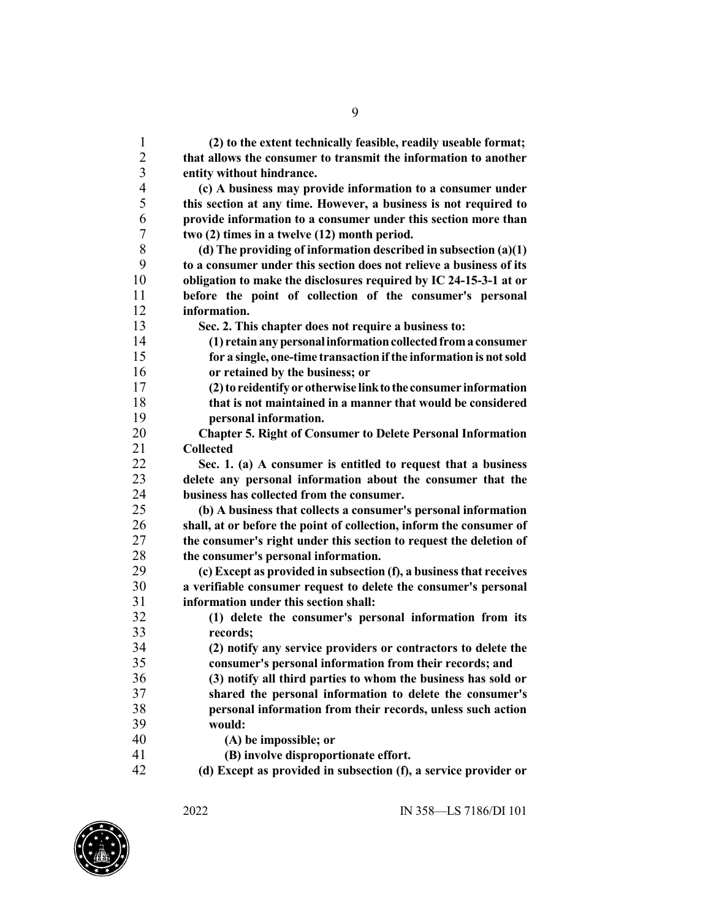**(2) to the extent technically feasible, readily useable format; that allows the consumer to transmit the information to another entity without hindrance.**

**(c) A business may provide information to a consumer under this section at any time. However, a business is not required to provide information to a consumer under this section more than two (2) times in a twelve (12) month period.**

**(d) The providing of information described in subsection (a)(1) to a consumer under this section does not relieve a business of its obligation to make the disclosures required by IC 24-15-3-1 at or before the point of collection of the consumer's personal information.**

**Sec. 2. This chapter does not require a business to:**

**(1) retain any personal information collected from a consumer for a single, one-time transaction if the information is not sold or retained by the business; or**

**(2) to reidentify or otherwise link to the consumer information that is not maintained in a manner that would be considered personal information.**

**Chapter 5. Right of Consumer to Delete Personal Information Collected**

**Sec. 1. (a) A consumer is entitled to request that a business delete any personal information about the consumer that the business has collected from the consumer.**

**(b) A business that collects a consumer's personal information shall, at or before the point of collection, inform the consumer of the consumer's right under this section to request the deletion of the consumer's personal information.**

**(c) Except as provided in subsection (f), a business that receives a verifiable consumer request to delete the consumer's personal information under this section shall:**

**(1) delete the consumer's personal information from its records;**

**(2) notify any service providers or contractors to delete the consumer's personal information from their records; and**

**(3) notify all third parties to whom the business has sold or shared the personal information to delete the consumer's personal information from their records, unless such action would:**

**(A) be impossible; or**

**(B) involve disproportionate effort.**

**(d) Except as provided in subsection (f), a service provider or**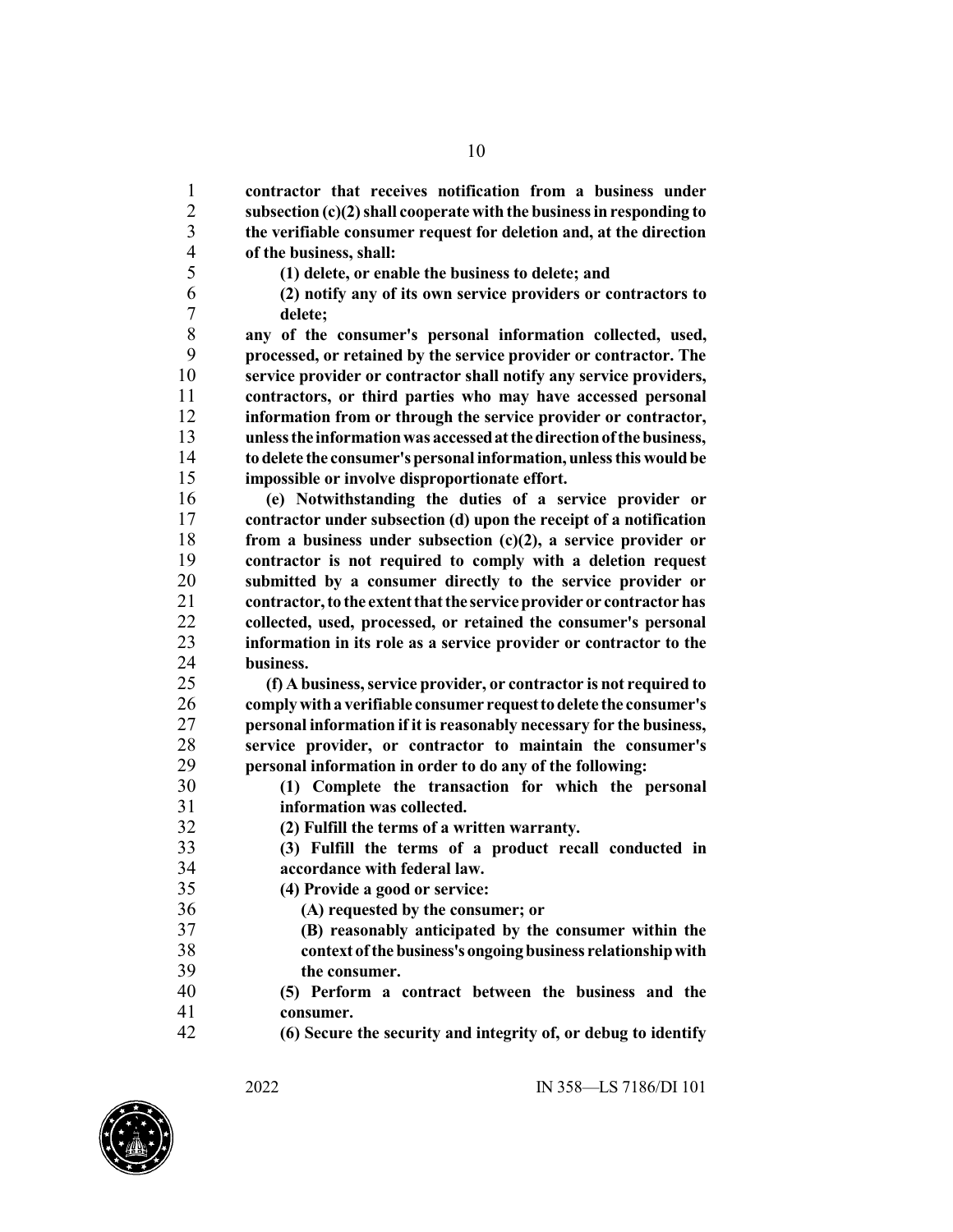**contractor that receives notification from a business under subsection (c)(2) shall cooperate with the business in responding to the verifiable consumer request for deletion and, at the direction of the business, shall:**

**(1) delete, or enable the business to delete; and**

**(2) notify any of its own service providers or contractors to delete;**

**any of the consumer's personal information collected, used, processed, or retained by the service provider or contractor. The service provider or contractor shall notify any service providers, contractors, or third parties who may have accessed personal information from or through the service provider or contractor, unless the information was accessed at the direction of the business, to delete the consumer's personal information, unless this would be impossible or involve disproportionate effort.**

**(e) Notwithstanding the duties of a service provider or contractor under subsection (d) upon the receipt of a notification from a business under subsection (c)(2), a service provider or contractor is not required to comply with a deletion request submitted by a consumer directly to the service provider or contractor, to the extent that the service provider or contractor has collected, used, processed, or retained the consumer's personal information in its role as a service provider or contractor to the business.**

**(f) A business, service provider, or contractor is not required to comply with a verifiable consumer request to delete the consumer's personal information if it is reasonably necessary for the business, service provider, or contractor to maintain the consumer's personal information in order to do any of the following:**

**(1) Complete the transaction for which the personal information was collected.**

**(2) Fulfill the terms of a written warranty.**

**(3) Fulfill the terms of a product recall conducted in accordance with federal law.**

**(4) Provide a good or service:**

**(A) requested by the consumer; or**

**(B) reasonably anticipated by the consumer within the context of the business's ongoing business relationship with the consumer.**

**(5) Perform a contract between the business and the consumer.**

**(6) Secure the security and integrity of, or debug to identify**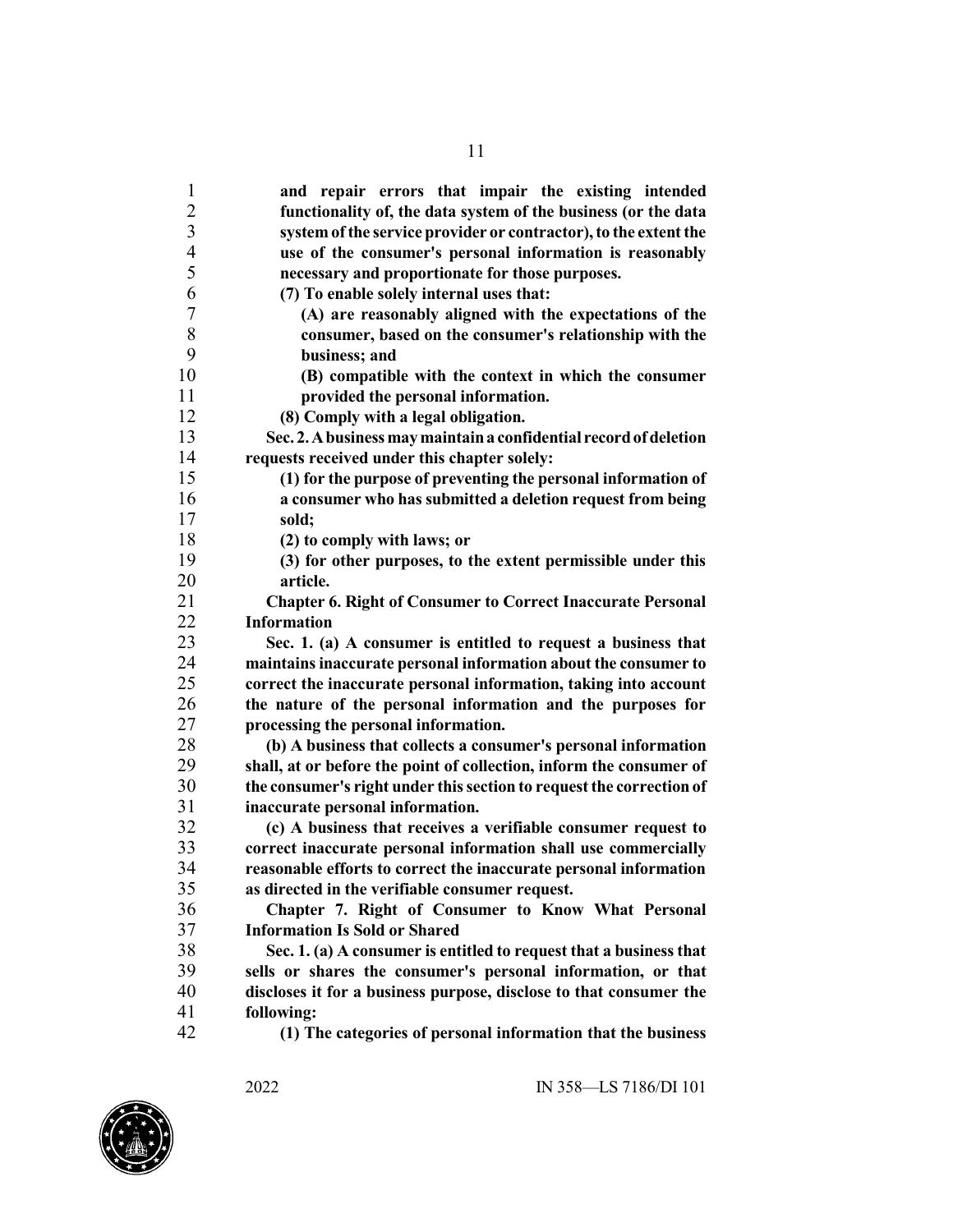**and repair errors that impair the existing intended functionality of, the data system of the business (or the data system of the service provider or contractor), to the extent the use of the consumer's personal information is reasonably necessary and proportionate for those purposes.**

**(7) To enable solely internal uses that:**

**(A) are reasonably aligned with the expectations of the consumer, based on the consumer's relationship with the business; and**

**(B) compatible with the context in which the consumer provided the personal information.**

**(8) Comply with a legal obligation.**

**Sec. 2. A business may maintain a confidential record of deletion requests received under this chapter solely:**

**(1) for the purpose of preventing the personal information of a consumer who has submitted a deletion request from being sold;**

**(2) to comply with laws; or**

**(3) for other purposes, to the extent permissible under this article.**

**Chapter 6. Right of Consumer to Correct Inaccurate Personal Information**

**Sec. 1. (a) A consumer is entitled to request a business that maintains inaccurate personal information about the consumer to correct the inaccurate personal information, taking into account the nature of the personal information and the purposes for processing the personal information.**

**(b) A business that collects a consumer's personal information shall, at or before the point of collection, inform the consumer of the consumer's right under this section to request the correction of inaccurate personal information.**

**(c) A business that receives a verifiable consumer request to correct inaccurate personal information shall use commercially reasonable efforts to correct the inaccurate personal information as directed in the verifiable consumer request.**

**Chapter 7. Right of Consumer to Know What Personal Information Is Sold or Shared**

**Sec. 1. (a) A consumer is entitled to request that a business that sells or shares the consumer's personal information, or that discloses it for a business purpose, disclose to that consumer the following:**

**(1) The categories of personal information that the business**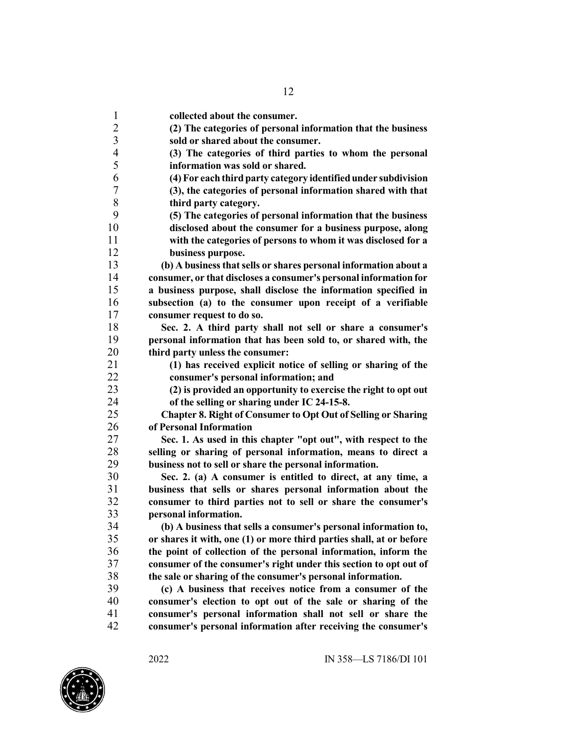**collected about the consumer.**

**(2) The categories of personal information that the business sold or shared about the consumer.**

**(3) The categories of third parties to whom the personal information was sold or shared.**

**(4) For each third party category identified under subdivision (3), the categories of personal information shared with that third party category.**

**(5) The categories of personal information that the business disclosed about the consumer for a business purpose, along with the categories of persons to whom it was disclosed for a business purpose.**

**(b) A business that sells or shares personal information about a consumer, or that discloses a consumer's personal information for a business purpose, shall disclose the information specified in subsection (a) to the consumer upon receipt of a verifiable consumer request to do so.**

**Sec. 2. A third party shall not sell or share a consumer's personal information that has been sold to, or shared with, the third party unless the consumer:**

**(1) has received explicit notice of selling or sharing of the consumer's personal information; and**

**(2) is provided an opportunity to exercise the right to opt out of the selling or sharing under IC 24-15-8.**

**Chapter 8. Right of Consumer to Opt Out of Selling or Sharing of Personal Information**

**Sec. 1. As used in this chapter "opt out", with respect to the selling or sharing of personal information, means to direct a business not to sell or share the personal information.**

**Sec. 2. (a) A consumer is entitled to direct, at any time, a business that sells or shares personal information about the consumer to third parties not to sell or share the consumer's personal information.**

**(b) A business that sells a consumer's personal information to, or shares it with, one (1) or more third parties shall, at or before the point of collection of the personal information, inform the consumer of the consumer's right under this section to opt out of the sale or sharing of the consumer's personal information.**

**(c) A business that receives notice from a consumer of the consumer's election to opt out of the sale or sharing of the consumer's personal information shall not sell or share the consumer's personal information after receiving the consumer's**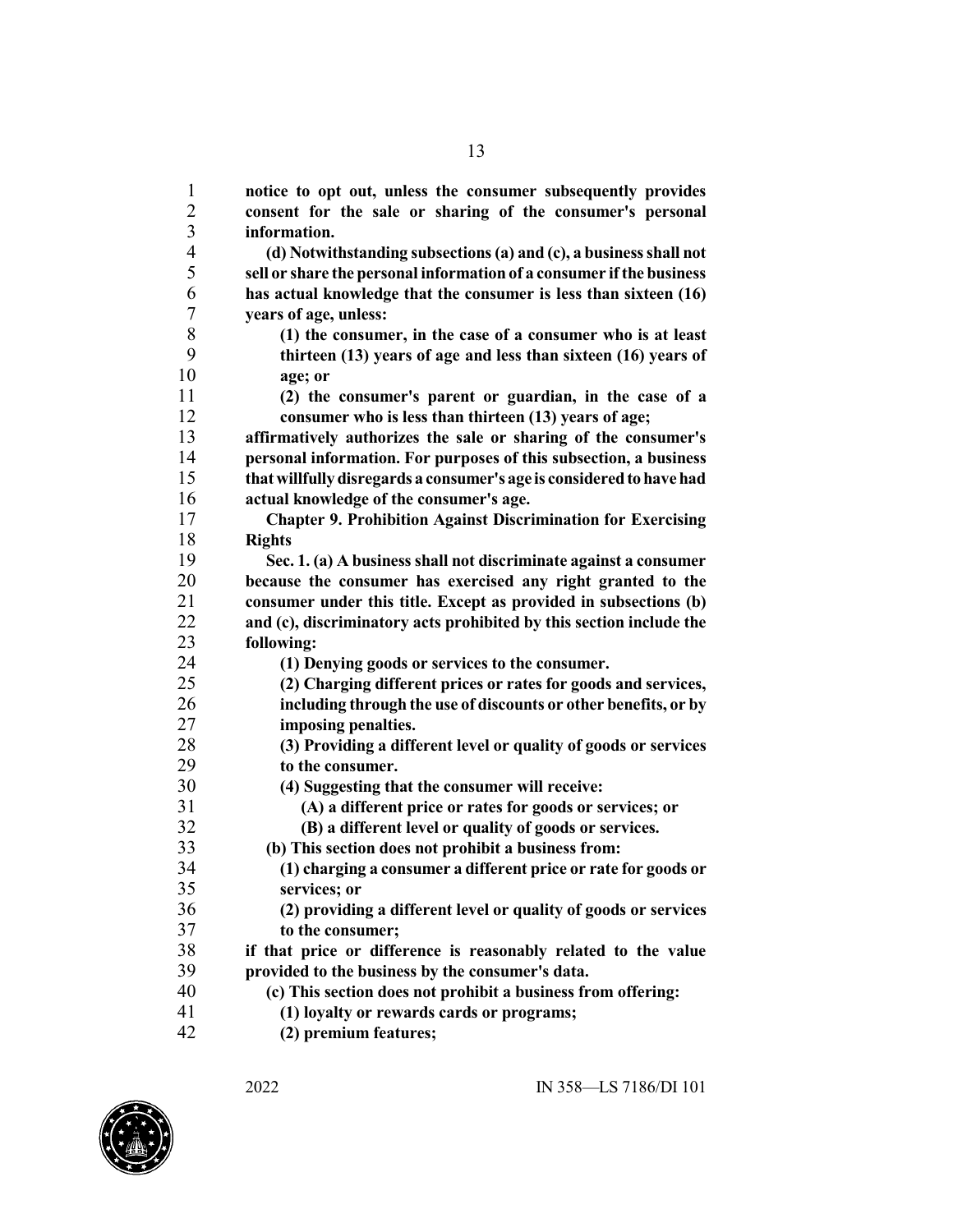**notice to opt out, unless the consumer subsequently provides consent for the sale or sharing of the consumer's personal information.**

**(d) Notwithstanding subsections (a) and (c), a business shall not sell or share the personal information of a consumer if the business has actual knowledge that the consumer is less than sixteen (16) years of age, unless:**

**(1) the consumer, in the case of a consumer who is at least thirteen (13) years of age and less than sixteen (16) years of age; or**

**(2) the consumer's parent or guardian, in the case of a consumer who is less than thirteen (13) years of age;**

**affirmatively authorizes the sale or sharing of the consumer's personal information. For purposes of this subsection, a business that willfully disregards a consumer's age is considered to have had actual knowledge of the consumer's age.**

**Chapter 9. Prohibition Against Discrimination for Exercising Rights**

**Sec. 1. (a) A business shall not discriminate against a consumer because the consumer has exercised any right granted to the consumer under this title. Except as provided in subsections (b) and (c), discriminatory acts prohibited by this section include the following:**

**(1) Denying goods or services to the consumer.**

**(2) Charging different prices or rates for goods and services, including through the use of discounts or other benefits, or by imposing penalties.**

**(3) Providing a different level or quality of goods or services to the consumer.**

**(4) Suggesting that the consumer will receive:**

**(A) a different price or rates for goods or services; or**

**(B) a different level or quality of goods or services.**

**(b) This section does not prohibit a business from:**

**(1) charging a consumer a different price or rate for goods or services; or**

**(2) providing a different level or quality of goods or services to the consumer;**

**if that price or difference is reasonably related to the value provided to the business by the consumer's data.**

**(c) This section does not prohibit a business from offering:**

**(1) loyalty or rewards cards or programs;**

**(2) premium features;**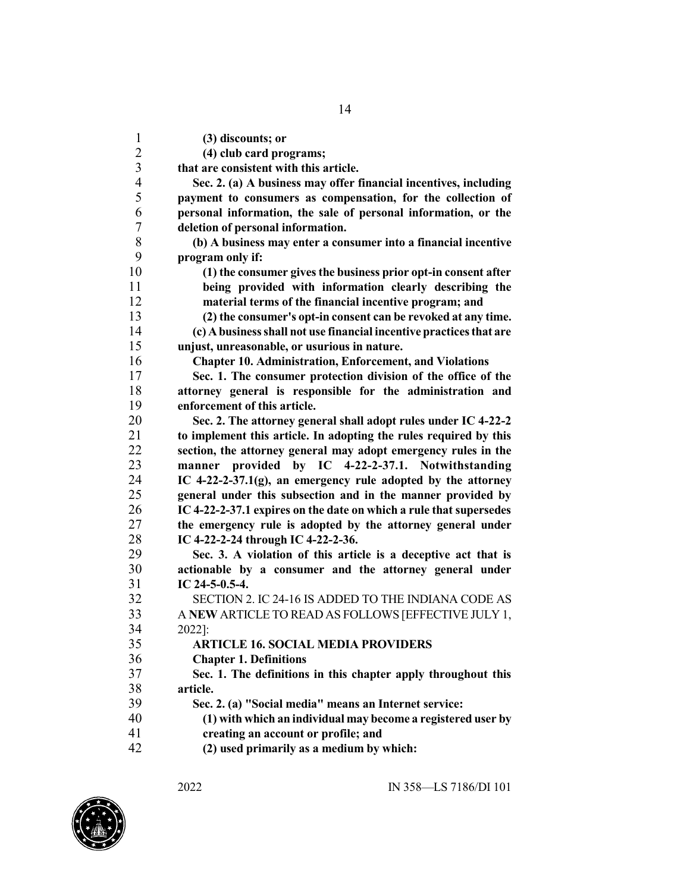**(3) discounts; or**

**(4) club card programs;**

**that are consistent with this article.**

**Sec. 2. (a) A business may offer financial incentives, including payment to consumers as compensation, for the collection of personal information, the sale of personal information, or the deletion of personal information.**

**(b) A business may enter a consumer into a financial incentive program only if:**

**(1) the consumer gives the business prior opt-in consent after being provided with information clearly describing the material terms of the financial incentive program; and**

**(2) the consumer's opt-in consent can be revoked at any time.**

**(c) A business shall not use financial incentive practices that are unjust, unreasonable, or usurious in nature.**

**Chapter 10. Administration, Enforcement, and Violations**

**Sec. 1. The consumer protection division of the office of the attorney general is responsible for the administration and enforcement of this article.**

**Sec. 2. The attorney general shall adopt rules under IC 4-22-2 to implement this article. In adopting the rules required by this section, the attorney general may adopt emergency rules in the manner provided by IC 4-22-2-37.1. Notwithstanding IC 4-22-2-37.1(g), an emergency rule adopted by the attorney general under this subsection and in the manner provided by IC 4-22-2-37.1 expires on the date on which a rule that supersedes the emergency rule is adopted by the attorney general under IC 4-22-2-24 through IC 4-22-2-36.**

**Sec. 3. A violation of this article is a deceptive act that is actionable by a consumer and the attorney general under IC 24-5-0.5-4.**

SECTION 2. IC 24-16 IS ADDED TO THE INDIANA CODE AS A **NEW** ARTICLE TO READ AS FOLLOWS [EFFECTIVE JULY 1, 2022]:

**ARTICLE 16. SOCIAL MEDIA PROVIDERS**

**Chapter 1. Definitions**

**Sec. 1. The definitions in this chapter apply throughout this article.**

**Sec. 2. (a) "Social media" means an Internet service:**

**(1) with which an individual may become a registered user by creating an account or profile; and**

**(2) used primarily as a medium by which:**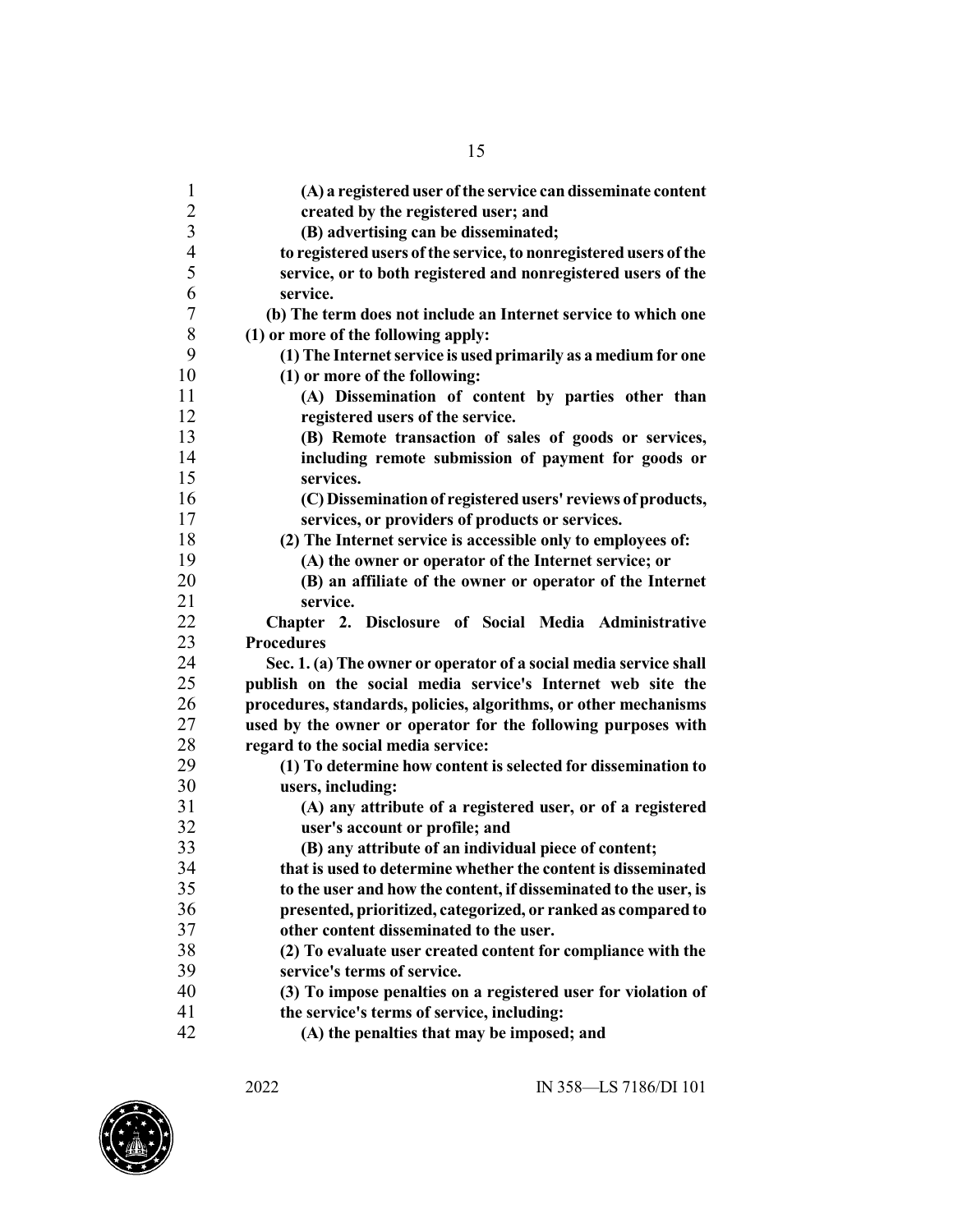**(A) a registered user of the service can disseminate content created by the registered user; and**

**(B) advertising can be disseminated;**

**to registered users of the service, to nonregistered users of the service, or to both registered and nonregistered users of the service.**

**(b) The term does not include an Internet service to which one (1) or more of the following apply:**

**(1) The Internet service is used primarily as a medium for one (1) or more of the following:**

**(A) Dissemination of content by parties other than registered users of the service.**

**(B) Remote transaction of sales of goods or services, including remote submission of payment for goods or services.**

**(C) Dissemination of registered users' reviews of products, services, or providers of products or services.**

**(2) The Internet service is accessible only to employees of:**

**(A) the owner or operator of the Internet service; or**

**(B) an affiliate of the owner or operator of the Internet service.**

**Chapter 2. Disclosure of Social Media Administrative Procedures**

**Sec. 1. (a) The owner or operator of a social media service shall publish on the social media service's Internet web site the procedures, standards, policies, algorithms, or other mechanisms used by the owner or operator for the following purposes with regard to the social media service:**

**(1) To determine how content is selected for dissemination to users, including:**

**(A) any attribute of a registered user, or of a registered user's account or profile; and**

**(B) any attribute of an individual piece of content;**

**that is used to determine whether the content is disseminated to the user and how the content, if disseminated to the user, is presented, prioritized, categorized, or ranked as compared to other content disseminated to the user.**

**(2) To evaluate user created content for compliance with the service's terms of service.**

**(3) To impose penalties on a registered user for violation of the service's terms of service, including:**

**(A) the penalties that may be imposed; and**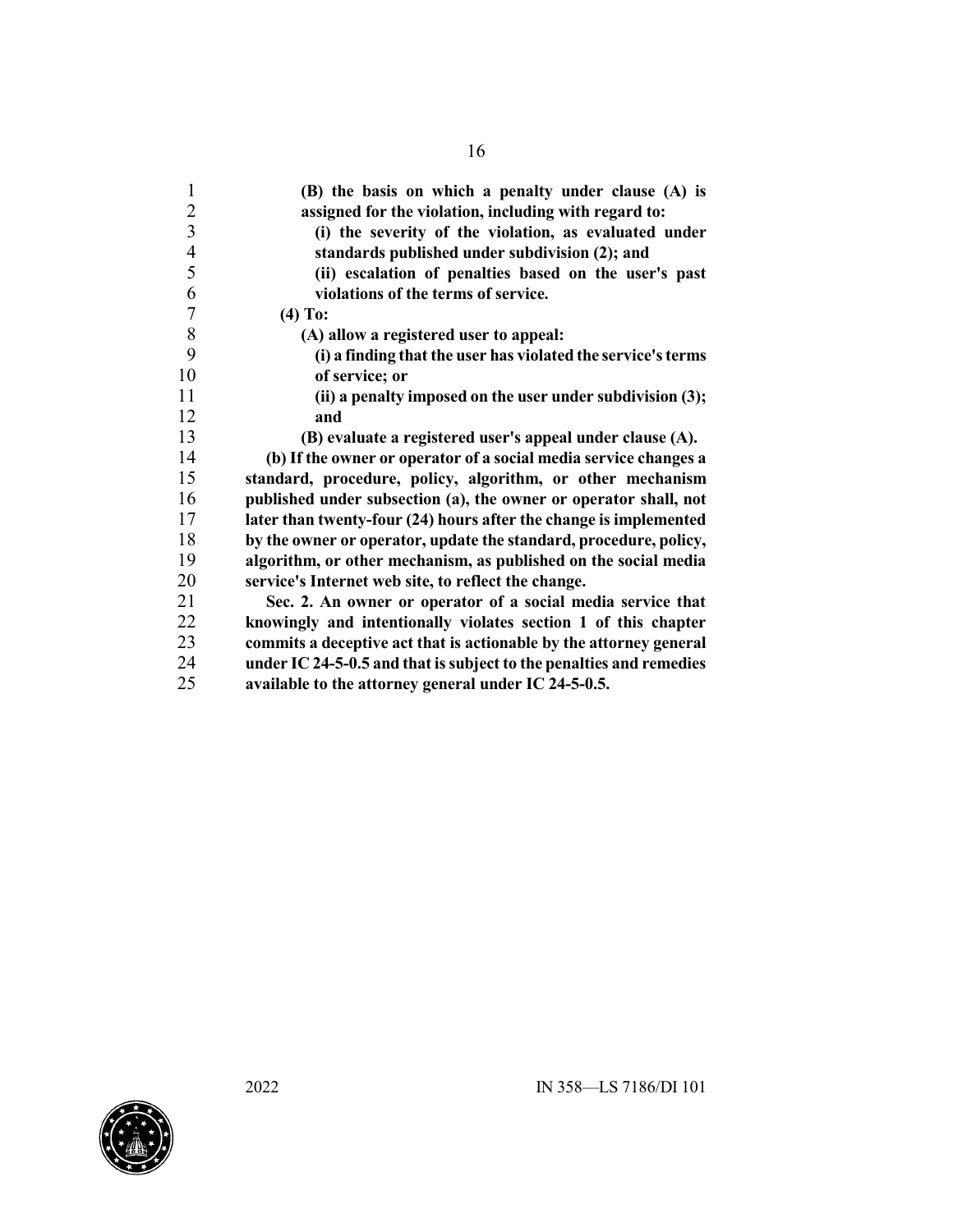**(B) the basis on which a penalty under clause (A) is assigned for the violation, including with regard to:**

**(i) the severity of the violation, as evaluated under standards published under subdivision (2); and**

**(ii) escalation of penalties based on the user's past violations of the terms of service.**

**(4) To:**

**(A) allow a registered user to appeal:**

**(i) a finding that the user has violated the service's terms of service; or**

**(ii) a penalty imposed on the user under subdivision (3); and**

**(B) evaluate a registered user's appeal under clause (A).**

**(b) If the owner or operator of a social media service changes a standard, procedure, policy, algorithm, or other mechanism published under subsection (a), the owner or operator shall, not later than twenty-four (24) hours after the change is implemented by the owner or operator, update the standard, procedure, policy, algorithm, or other mechanism, as published on the social media service's Internet web site, to reflect the change.**

**Sec. 2. An owner or operator of a social media service that knowingly and intentionally violates section 1 of this chapter commits a deceptive act that is actionable by the attorney general under IC 24-5-0.5 and that is subject to the penalties and remedies available to the attorney general under IC 24-5-0.5.**